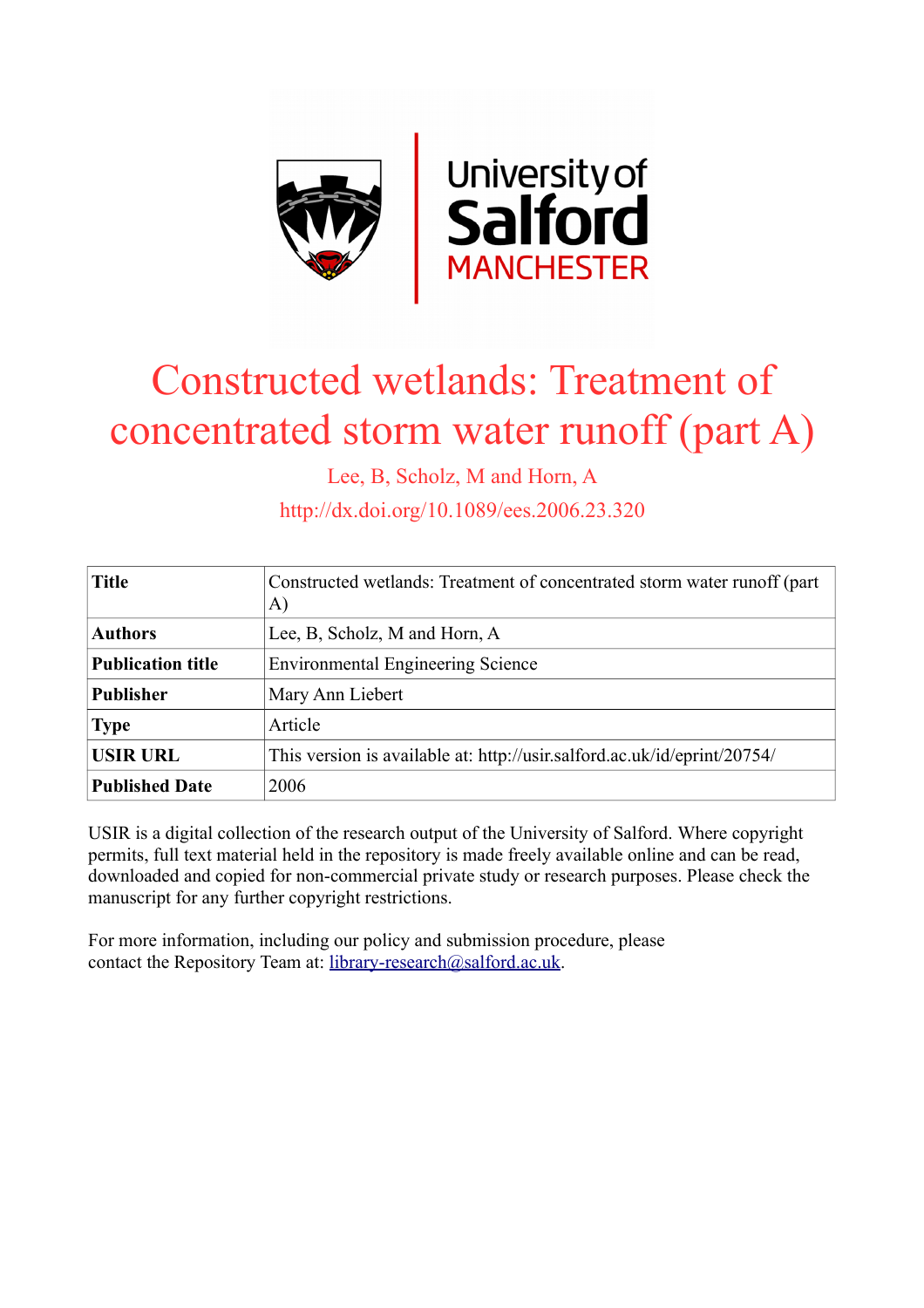# Constructed wetlands: Treatment of concentrated storm water runoff (part A)

Lee, B, Scholz, M and Horn, A

http://dx.doi.org/10.1089/ees.2006.23.320

| **Title** | Constructed wetlands: Treatment of concentrated storm water runoff (part A) |
|---|---|
| **Authors** | Lee, B, Scholz, M and Horn, A |
| **Publication title** | Environmental Engineering Science |
| **Publisher** | Mary Ann Liebert |
| **Type** | Article |
| **USIR URL** | This version is available at: http://usir.salford.ac.uk/id/eprint/20754/ |
| **Published Date** | 2006 |

USIR is a digital collection of the research output of the University of Salford. Where copyright permits, full text material held in the repository is made freely available online and can be read, downloaded and copied for non-commercial private study or research purposes. Please check the manuscript for any further copyright restrictions.

For more information, including our policy and submission procedure, please contact the Repository Team at: library-research@salford.ac.uk.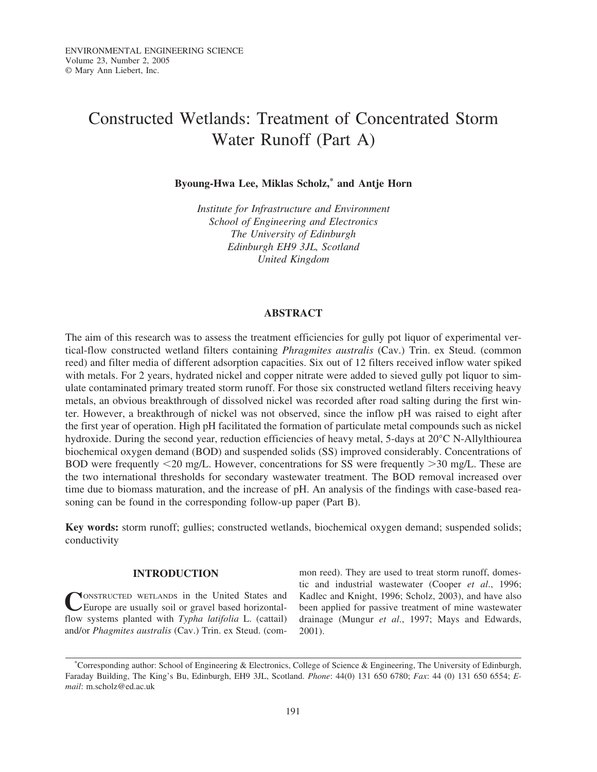ENVIRONMENTAL ENGINEERING SCIENCE
Volume 23, Number 2, 2005
© Mary Ann Liebert, Inc.

# Constructed Wetlands: Treatment of Concentrated Storm Water Runoff (Part A)

**Byoung-Hwa Lee, Miklas Scholz,* and Antje Horn**

*Institute for Infrastructure and Environment*
*School of Engineering and Electronics*
*The University of Edinburgh*
*Edinburgh EH9 3JL, Scotland*
*United Kingdom*

## ABSTRACT

The aim of this research was to assess the treatment efficiencies for gully pot liquor of experimental vertical-flow constructed wetland filters containing *Phragmites australis* (Cav.) Trin. ex Steud. (common reed) and filter media of different adsorption capacities. Six out of 12 filters received inflow water spiked with metals. For 2 years, hydrated nickel and copper nitrate were added to sieved gully pot liquor to simulate contaminated primary treated storm runoff. For those six constructed wetland filters receiving heavy metals, an obvious breakthrough of dissolved nickel was recorded after road salting during the first winter. However, a breakthrough of nickel was not observed, since the inflow pH was raised to eight after the first year of operation. High pH facilitated the formation of particulate metal compounds such as nickel hydroxide. During the second year, reduction efficiencies of heavy metal, 5-days at 20°C N-Allylthiourea biochemical oxygen demand (BOD) and suspended solids (SS) improved considerably. Concentrations of BOD were frequently <20 mg/L. However, concentrations for SS were frequently >30 mg/L. These are the two international thresholds for secondary wastewater treatment. The BOD removal increased over time due to biomass maturation, and the increase of pH. An analysis of the findings with case-based reasoning can be found in the corresponding follow-up paper (Part B).

**Key words:** storm runoff; gullies; constructed wetlands, biochemical oxygen demand; suspended solids; conductivity

## INTRODUCTION

Constructed wetlands in the United States and Europe are usually soil or gravel based horizontal-flow systems planted with *Typha latifolia* L. (cattail) and/or *Phagmites australis* (Cav.) Trin. ex Steud. (common reed). They are used to treat storm runoff, domestic and industrial wastewater (Cooper *et al*., 1996; Kadlec and Knight, 1996; Scholz, 2003), and have also been applied for passive treatment of mine wastewater drainage (Mungur *et al*., 1997; Mays and Edwards, 2001).

*Corresponding author: School of Engineering & Electronics, College of Science & Engineering, The University of Edinburgh, Faraday Building, The King's Bu, Edinburgh, EH9 3JL, Scotland. *Phone*: 44(0) 131 650 6780; *Fax*: 44 (0) 131 650 6554; *E-mail*: m.scholz@ed.ac.uk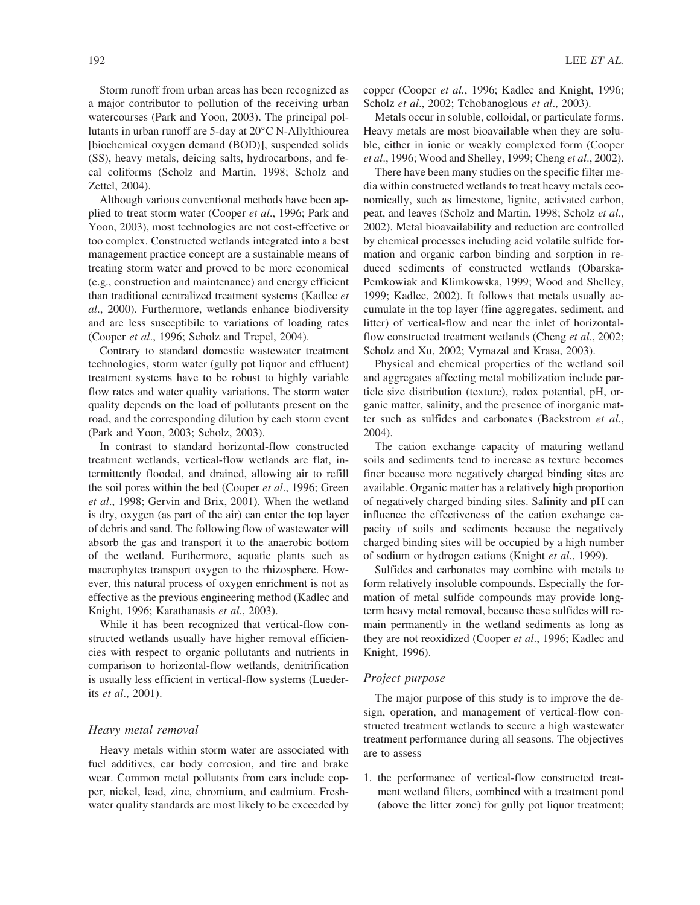Storm runoff from urban areas has been recognized as a major contributor to pollution of the receiving urban watercourses (Park and Yoon, 2003). The principal pollutants in urban runoff are 5-day at 20°C N-Allylthiourea [biochemical oxygen demand (BOD)], suspended solids (SS), heavy metals, deicing salts, hydrocarbons, and fecal coliforms (Scholz and Martin, 1998; Scholz and Zettel, 2004).

Although various conventional methods have been applied to treat storm water (Cooper *et al*., 1996; Park and Yoon, 2003), most technologies are not cost-effective or too complex. Constructed wetlands integrated into a best management practice concept are a sustainable means of treating storm water and proved to be more economical (e.g., construction and maintenance) and energy efficient than traditional centralized treatment systems (Kadlec *et al*., 2000). Furthermore, wetlands enhance biodiversity and are less susceptibile to variations of loading rates (Cooper *et al*., 1996; Scholz and Trepel, 2004).

Contrary to standard domestic wastewater treatment technologies, storm water (gully pot liquor and effluent) treatment systems have to be robust to highly variable flow rates and water quality variations. The storm water quality depends on the load of pollutants present on the road, and the corresponding dilution by each storm event (Park and Yoon, 2003; Scholz, 2003).

In contrast to standard horizontal-flow constructed treatment wetlands, vertical-flow wetlands are flat, intermittently flooded, and drained, allowing air to refill the soil pores within the bed (Cooper *et al*., 1996; Green *et al*., 1998; Gervin and Brix, 2001). When the wetland is dry, oxygen (as part of the air) can enter the top layer of debris and sand. The following flow of wastewater will absorb the gas and transport it to the anaerobic bottom of the wetland. Furthermore, aquatic plants such as macrophytes transport oxygen to the rhizosphere. However, this natural process of oxygen enrichment is not as effective as the previous engineering method (Kadlec and Knight, 1996; Karathanasis *et al*., 2003).

While it has been recognized that vertical-flow constructed wetlands usually have higher removal efficiencies with respect to organic pollutants and nutrients in comparison to horizontal-flow wetlands, denitrification is usually less efficient in vertical-flow systems (Luederits *et al*., 2001).

### *Heavy metal removal*

Heavy metals within storm water are associated with fuel additives, car body corrosion, and tire and brake wear. Common metal pollutants from cars include copper, nickel, lead, zinc, chromium, and cadmium. Freshwater quality standards are most likely to be exceeded by copper (Cooper *et al.*, 1996; Kadlec and Knight, 1996; Scholz *et al*., 2002; Tchobanoglous *et al*., 2003).

Metals occur in soluble, colloidal, or particulate forms. Heavy metals are most bioavailable when they are soluble, either in ionic or weakly complexed form (Cooper *et al*., 1996; Wood and Shelley, 1999; Cheng *et al*., 2002).

There have been many studies on the specific filter media within constructed wetlands to treat heavy metals economically, such as limestone, lignite, activated carbon, peat, and leaves (Scholz and Martin, 1998; Scholz *et al*., 2002). Metal bioavailability and reduction are controlled by chemical processes including acid volatile sulfide formation and organic carbon binding and sorption in reduced sediments of constructed wetlands (Obarska-Pemkowiak and Klimkowska, 1999; Wood and Shelley, 1999; Kadlec, 2002). It follows that metals usually accumulate in the top layer (fine aggregates, sediment, and litter) of vertical-flow and near the inlet of horizontal-flow constructed treatment wetlands (Cheng *et al*., 2002; Scholz and Xu, 2002; Vymazal and Krasa, 2003).

Physical and chemical properties of the wetland soil and aggregates affecting metal mobilization include particle size distribution (texture), redox potential, pH, organic matter, salinity, and the presence of inorganic matter such as sulfides and carbonates (Backstrom *et al*., 2004).

The cation exchange capacity of maturing wetland soils and sediments tend to increase as texture becomes finer because more negatively charged binding sites are available. Organic matter has a relatively high proportion of negatively charged binding sites. Salinity and pH can influence the effectiveness of the cation exchange capacity of soils and sediments because the negatively charged binding sites will be occupied by a high number of sodium or hydrogen cations (Knight *et al*., 1999).

Sulfides and carbonates may combine with metals to form relatively insoluble compounds. Especially the formation of metal sulfide compounds may provide long-term heavy metal removal, because these sulfides will remain permanently in the wetland sediments as long as they are not reoxidized (Cooper *et al*., 1996; Kadlec and Knight, 1996).

### *Project purpose*

The major purpose of this study is to improve the design, operation, and management of vertical-flow constructed treatment wetlands to secure a high wastewater treatment performance during all seasons. The objectives are to assess

1. the performance of vertical-flow constructed treatment wetland filters, combined with a treatment pond (above the litter zone) for gully pot liquor treatment;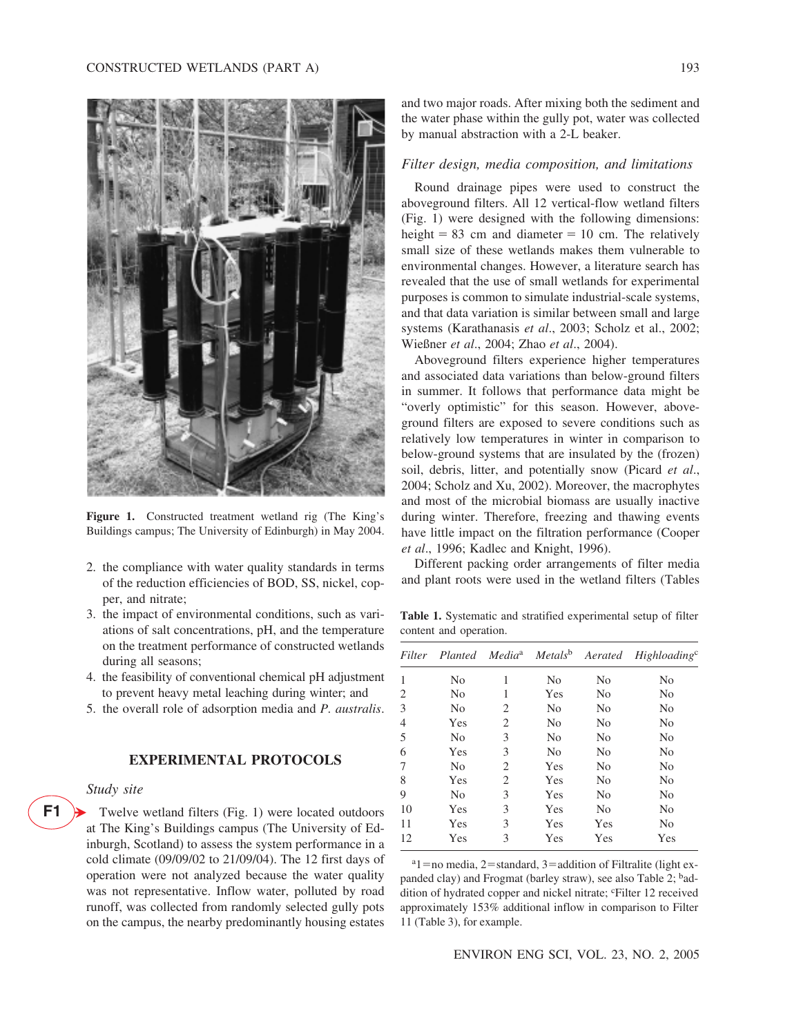Figure 1. Constructed treatment wetland rig (The King's Buildings campus; The University of Edinburgh) in May 2004.

2. the compliance with water quality standards in terms of the reduction efficiencies of BOD, SS, nickel, copper, and nitrate;
3. the impact of environmental conditions, such as variations of salt concentrations, pH, and the temperature on the treatment performance of constructed wetlands during all seasons;
4. the feasibility of conventional chemical pH adjustment to prevent heavy metal leaching during winter; and
5. the overall role of adsorption media and *P. australis*.

## EXPERIMENTAL PROTOCOLS

### *Study site*

Twelve wetland filters (Fig. 1) were located outdoors at The King's Buildings campus (The University of Edinburgh, Scotland) to assess the system performance in a cold climate (09/09/02 to 21/09/04). The 12 first days of operation were not analyzed because the water quality was not representative. Inflow water, polluted by road runoff, was collected from randomly selected gully pots on the campus, the nearby predominantly housing estates and two major roads. After mixing both the sediment and the water phase within the gully pot, water was collected by manual abstraction with a 2-L beaker.

### *Filter design, media composition, and limitations*

Round drainage pipes were used to construct the aboveground filters. All 12 vertical-flow wetland filters (Fig. 1) were designed with the following dimensions: height = 83 cm and diameter = 10 cm. The relatively small size of these wetlands makes them vulnerable to environmental changes. However, a literature search has revealed that the use of small wetlands for experimental purposes is common to simulate industrial-scale systems, and that data variation is similar between small and large systems (Karathanasis *et al*., 2003; Scholz et al., 2002; Wießner *et al*., 2004; Zhao *et al*., 2004).

Aboveground filters experience higher temperatures and associated data variations than below-ground filters in summer. It follows that performance data might be "overly optimistic" for this season. However, aboveground filters are exposed to severe conditions such as relatively low temperatures in winter in comparison to below-ground systems that are insulated by the (frozen) soil, debris, litter, and potentially snow (Picard *et al*., 2004; Scholz and Xu, 2002). Moreover, the macrophytes and most of the microbial biomass are usually inactive during winter. Therefore, freezing and thawing events have little impact on the filtration performance (Cooper *et al*., 1996; Kadlec and Knight, 1996).

Different packing order arrangements of filter media and plant roots were used in the wetland filters (Tables

**Table 1.** Systematic and stratified experimental setup of filter content and operation.

| *Filter* | *Planted* | *Media*[a] | *Metals*[b] | *Aerated* | *Highloading*[c] |
|---|---|---|---|---|---|
| 1 | No | 1 | No | No | No |
| 2 | No | 1 | Yes | No | No |
| 3 | No | 2 | No | No | No |
| 4 | Yes | 2 | No | No | No |
| 5 | No | 3 | No | No | No |
| 6 | Yes | 3 | No | No | No |
| 7 | No | 2 | Yes | No | No |
| 8 | Yes | 2 | Yes | No | No |
| 9 | No | 3 | Yes | No | No |
| 10 | Yes | 3 | Yes | No | No |
| 11 | Yes | 3 | Yes | Yes | No |
| 12 | Yes | 3 | Yes | Yes | Yes |

[a]1 = no media, 2 = standard, 3 = addition of Filtralite (light expanded clay) and Frogmat (barley straw), see also Table 2; [b]addition of hydrated copper and nickel nitrate; [c]Filter 12 received approximately 153% additional inflow in comparison to Filter 11 (Table 3), for example.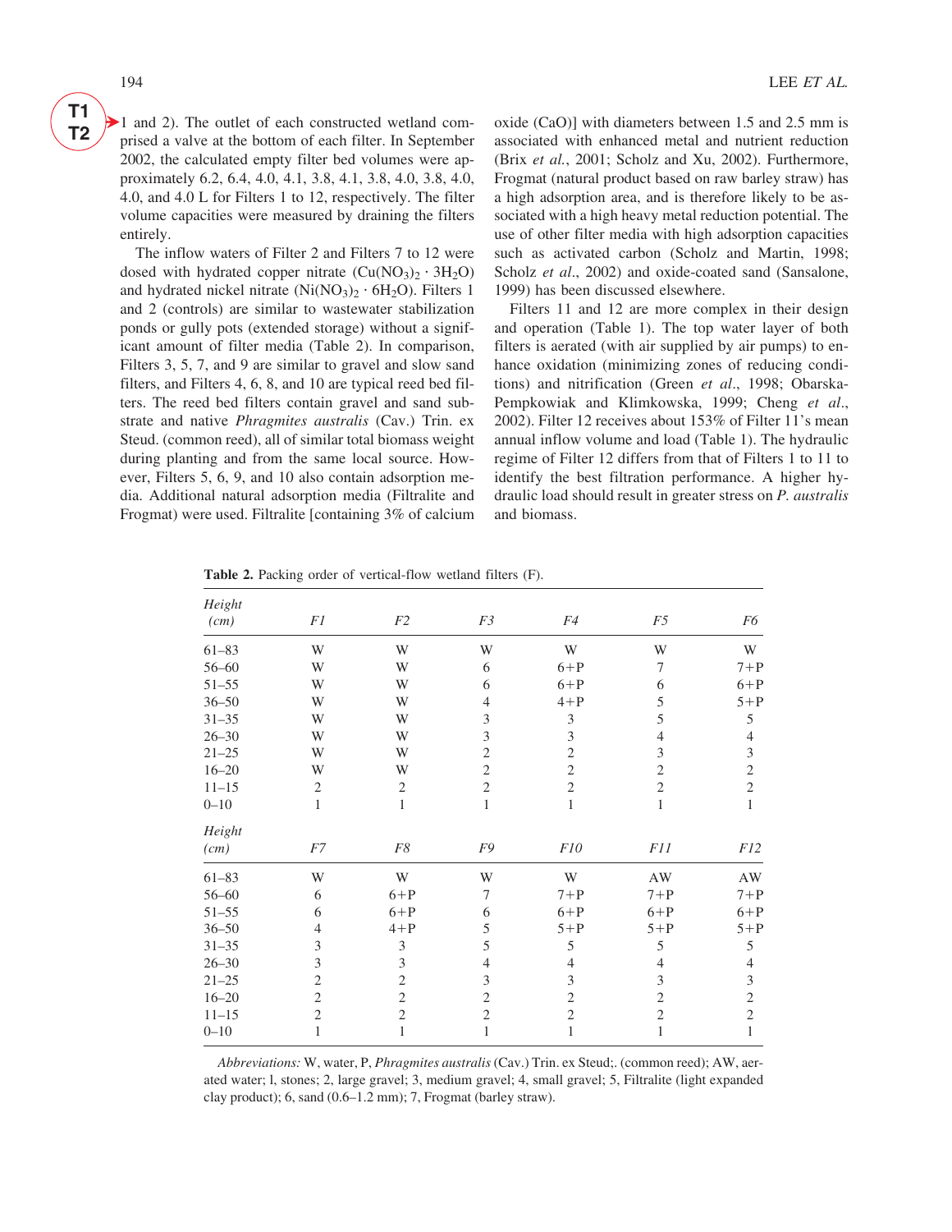1 and 2). The outlet of each constructed wetland comprised a valve at the bottom of each filter. In September 2002, the calculated empty filter bed volumes were approximately 6.2, 6.4, 4.0, 4.1, 3.8, 4.1, 3.8, 4.0, 3.8, 4.0, 4.0, and 4.0 L for Filters 1 to 12, respectively. The filter volume capacities were measured by draining the filters entirely.

The inflow waters of Filter 2 and Filters 7 to 12 were dosed with hydrated copper nitrate ($Cu(NO_3)_2 \cdot 3H_2O$) and hydrated nickel nitrate ($Ni(NO_3)_2 \cdot 6H_2O$). Filters 1 and 2 (controls) are similar to wastewater stabilization ponds or gully pots (extended storage) without a significant amount of filter media (Table 2). In comparison, Filters 3, 5, 7, and 9 are similar to gravel and slow sand filters, and Filters 4, 6, 8, and 10 are typical reed bed filters. The reed bed filters contain gravel and sand substrate and native *Phragmites australis* (Cav.) Trin. ex Steud. (common reed), all of similar total biomass weight during planting and from the same local source. However, Filters 5, 6, 9, and 10 also contain adsorption media. Additional natural adsorption media (Filtralite and Frogmat) were used. Filtralite [containing 3% of calcium oxide (CaO)] with diameters between 1.5 and 2.5 mm is associated with enhanced metal and nutrient reduction (Brix *et al.*, 2001; Scholz and Xu, 2002). Furthermore, Frogmat (natural product based on raw barley straw) has a high adsorption area, and is therefore likely to be associated with a high heavy metal reduction potential. The use of other filter media with high adsorption capacities such as activated carbon (Scholz and Martin, 1998; Scholz *et al.*, 2002) and oxide-coated sand (Sansalone, 1999) has been discussed elsewhere.

Filters 11 and 12 are more complex in their design and operation (Table 1). The top water layer of both filters is aerated (with air supplied by air pumps) to enhance oxidation (minimizing zones of reducing conditions) and nitrification (Green *et al*., 1998; Obarska-Pempkowiak and Klimkowska, 1999; Cheng *et al*., 2002). Filter 12 receives about 153% of Filter 11's mean annual inflow volume and load (Table 1). The hydraulic regime of Filter 12 differs from that of Filters 1 to 11 to identify the best filtration performance. A higher hydraulic load should result in greater stress on *P. australis* and biomass.

**Table 2.** Packing order of vertical-flow wetland filters (F).

| *Height (cm)* | *F1* | *F2* | *F3* | *F4* | *F5* | *F6* |
|---|---|---|---|---|---|---|
| 61–83 | W | W | W | W | W | W |
| 56–60 | W | W | 6 | 6+P | 7 | 7+P |
| 51–55 | W | W | 6 | 6+P | 6 | 6+P |
| 36–50 | W | W | 4 | 4+P | 5 | 5+P |
| 31–35 | W | W | 3 | 3 | 5 | 5 |
| 26–30 | W | W | 3 | 3 | 4 | 4 |
| 21–25 | W | W | 2 | 2 | 3 | 3 |
| 16–20 | W | W | 2 | 2 | 2 | 2 |
| 11–15 | 2 | 2 | 2 | 2 | 2 | 2 |
| 0–10 | 1 | 1 | 1 | 1 | 1 | 1 |
| *Height (cm)* | *F7* | *F8* | *F9* | *F10* | *F11* | *F12* |
| 61–83 | W | W | W | W | AW | AW |
| 56–60 | 6 | 6+P | 7 | 7+P | 7+P | 7+P |
| 51–55 | 6 | 6+P | 6 | 6+P | 6+P | 6+P |
| 36–50 | 4 | 4+P | 5 | 5+P | 5+P | 5+P |
| 31–35 | 3 | 3 | 5 | 5 | 5 | 5 |
| 26–30 | 3 | 3 | 4 | 4 | 4 | 4 |
| 21–25 | 2 | 2 | 3 | 3 | 3 | 3 |
| 16–20 | 2 | 2 | 2 | 2 | 2 | 2 |
| 11–15 | 2 | 2 | 2 | 2 | 2 | 2 |
| 0–10 | 1 | 1 | 1 | 1 | 1 | 1 |

*Abbreviations:* W, water, P, *Phragmites australis* (Cav.) Trin. ex Steud;. (common reed); AW, aerated water; l, stones; 2, large gravel; 3, medium gravel; 4, small gravel; 5, Filtralite (light expanded clay product); 6, sand (0.6–1.2 mm); 7, Frogmat (barley straw).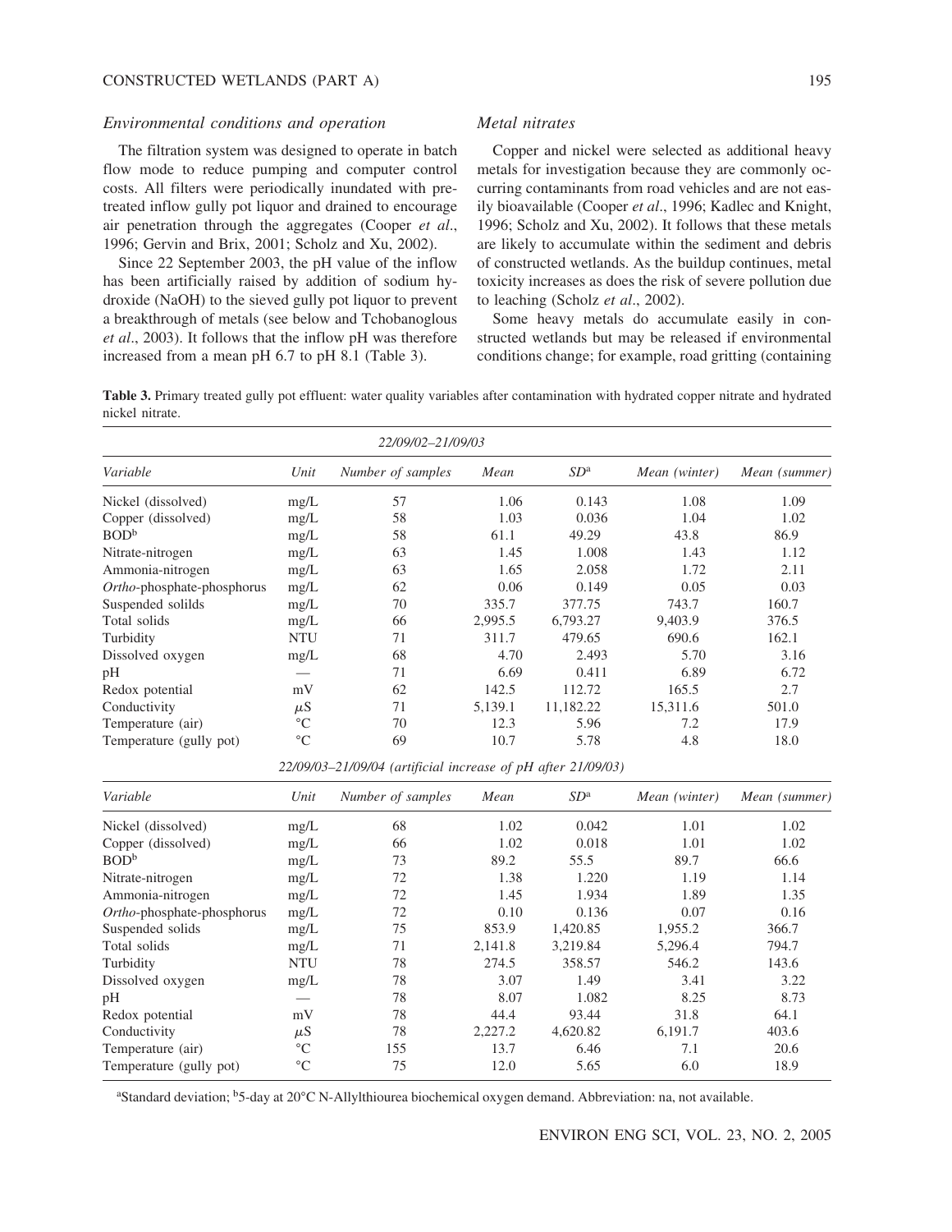### *Environmental conditions and operation*

The filtration system was designed to operate in batch flow mode to reduce pumping and computer control costs. All filters were periodically inundated with pretreated inflow gully pot liquor and drained to encourage air penetration through the aggregates (Cooper *et al*., 1996; Gervin and Brix, 2001; Scholz and Xu, 2002).

Since 22 September 2003, the pH value of the inflow has been artificially raised by addition of sodium hydroxide (NaOH) to the sieved gully pot liquor to prevent a breakthrough of metals (see below and Tchobanoglous *et al*., 2003). It follows that the inflow pH was therefore increased from a mean pH 6.7 to pH 8.1 (Table 3).

### *Metal nitrates*

Copper and nickel were selected as additional heavy metals for investigation because they are commonly occurring contaminants from road vehicles and are not easily bioavailable (Cooper *et al*., 1996; Kadlec and Knight, 1996; Scholz and Xu, 2002). It follows that these metals are likely to accumulate within the sediment and debris of constructed wetlands. As the buildup continues, metal toxicity increases as does the risk of severe pollution due to leaching (Scholz *et al*., 2002).

Some heavy metals do accumulate easily in constructed wetlands but may be released if environmental conditions change; for example, road gritting (containing

**Table 3.** Primary treated gully pot effluent: water quality variables after contamination with hydrated copper nitrate and hydrated nickel nitrate.

| | | *22/09/02–21/09/03* | | | | |
|---|---|---|---|---|---|---|
| *Variable* | *Unit* | *Number of samples* | *Mean* | *SD*[a] | *Mean (winter)* | *Mean (summer)* |
| Nickel (dissolved) | mg/L | 57 | 1.06 | 0.143 | 1.08 | 1.09 |
| Copper (dissolved) | mg/L | 58 | 1.03 | 0.036 | 1.04 | 1.02 |
| BOD[b] | mg/L | 58 | 61.1 | 49.29 | 43.8 | 86.9 |
| Nitrate-nitrogen | mg/L | 63 | 1.45 | 1.008 | 1.43 | 1.12 |
| Ammonia-nitrogen | mg/L | 63 | 1.65 | 2.058 | 1.72 | 2.11 |
| *Ortho*-phosphate-phosphorus | mg/L | 62 | 0.06 | 0.149 | 0.05 | 0.03 |
| Suspended solilds | mg/L | 70 | 335.7 | 377.75 | 743.7 | 160.7 |
| Total solids | mg/L | 66 | 2,995.5 | 6,793.27 | 9,403.9 | 376.5 |
| Turbidity | NTU | 71 | 311.7 | 479.65 | 690.6 | 162.1 |
| Dissolved oxygen | mg/L | 68 | 4.70 | 2.493 | 5.70 | 3.16 |
| pH | — | 71 | 6.69 | 0.411 | 6.89 | 6.72 |
| Redox potential | mV | 62 | 142.5 | 112.72 | 165.5 | 2.7 |
| Conductivity | $\mu$S | 71 | 5,139.1 | 11,182.22 | 15,311.6 | 501.0 |
| Temperature (air) | °C | 70 | 12.3 | 5.96 | 7.2 | 17.9 |
| Temperature (gully pot) | °C | 69 | 10.7 | 5.78 | 4.8 | 18.0 |
| | | *22/09/03–21/09/04 (artificial increase of pH after 21/09/03)* | | | | |
| *Variable* | *Unit* | *Number of samples* | *Mean* | *SD*[a] | *Mean (winter)* | *Mean (summer)* |
| Nickel (dissolved) | mg/L | 68 | 1.02 | 0.042 | 1.01 | 1.02 |
| Copper (dissolved) | mg/L | 66 | 1.02 | 0.018 | 1.01 | 1.02 |
| BOD[b] | mg/L | 73 | 89.2 | 55.5 | 89.7 | 66.6 |
| Nitrate-nitrogen | mg/L | 72 | 1.38 | 1.220 | 1.19 | 1.14 |
| Ammonia-nitrogen | mg/L | 72 | 1.45 | 1.934 | 1.89 | 1.35 |
| *Ortho*-phosphate-phosphorus | mg/L | 72 | 0.10 | 0.136 | 0.07 | 0.16 |
| Suspended solids | mg/L | 75 | 853.9 | 1,420.85 | 1,955.2 | 366.7 |
| Total solids | mg/L | 71 | 2,141.8 | 3,219.84 | 5,296.4 | 794.7 |
| Turbidity | NTU | 78 | 274.5 | 358.57 | 546.2 | 143.6 |
| Dissolved oxygen | mg/L | 78 | 3.07 | 1.49 | 3.41 | 3.22 |
| pH | — | 78 | 8.07 | 1.082 | 8.25 | 8.73 |
| Redox potential | mV | 78 | 44.4 | 93.44 | 31.8 | 64.1 |
| Conductivity | $\mu$S | 78 | 2,227.2 | 4,620.82 | 6,191.7 | 403.6 |
| Temperature (air) | °C | 155 | 13.7 | 6.46 | 7.1 | 20.6 |
| Temperature (gully pot) | °C | 75 | 12.0 | 5.65 | 6.0 | 18.9 |

[a]Standard deviation; [b]5-day at 20°C N-Allylthiourea biochemical oxygen demand. Abbreviation: na, not available.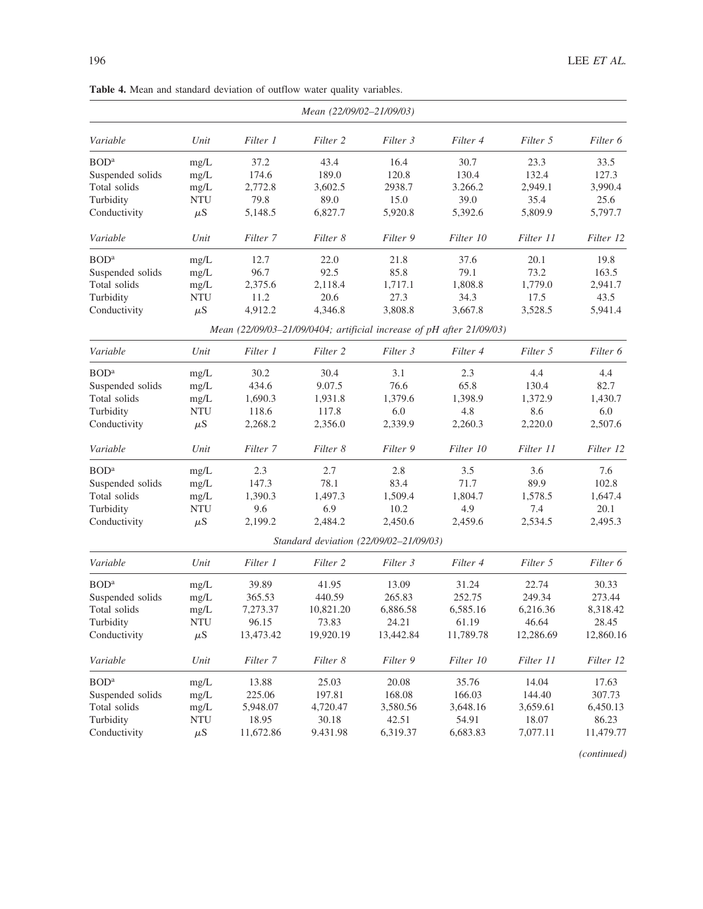**Table 4.** Mean and standard deviation of outflow water quality variables.

| *Mean (22/09/02–21/09/03)* | | | | | | | |
|---|---|---|---|---|---|---|---|
| *Variable* | *Unit* | *Filter 1* | *Filter 2* | *Filter 3* | *Filter 4* | *Filter 5* | *Filter 6* |
| BOD[a] | mg/L | 37.2 | 43.4 | 16.4 | 30.7 | 23.3 | 33.5 |
| Suspended solids | mg/L | 174.6 | 189.0 | 120.8 | 130.4 | 132.4 | 127.3 |
| Total solids | mg/L | 2,772.8 | 3,602.5 | 2938.7 | 3.266.2 | 2,949.1 | 3,990.4 |
| Turbidity | NTU | 79.8 | 89.0 | 15.0 | 39.0 | 35.4 | 25.6 |
| Conductivity | $\mu$S | 5,148.5 | 6,827.7 | 5,920.8 | 5,392.6 | 5,809.9 | 5,797.7 |
| *Variable* | *Unit* | *Filter 7* | *Filter 8* | *Filter 9* | *Filter 10* | *Filter 11* | *Filter 12* |
| BOD[a] | mg/L | 12.7 | 22.0 | 21.8 | 37.6 | 20.1 | 19.8 |
| Suspended solids | mg/L | 96.7 | 92.5 | 85.8 | 79.1 | 73.2 | 163.5 |
| Total solids | mg/L | 2,375.6 | 2,118.4 | 1,717.1 | 1,808.8 | 1,779.0 | 2,941.7 |
| Turbidity | NTU | 11.2 | 20.6 | 27.3 | 34.3 | 17.5 | 43.5 |
| Conductivity | $\mu$S | 4,912.2 | 4,346.8 | 3,808.8 | 3,667.8 | 3,528.5 | 5,941.4 |
| *Mean (22/09/03–21/09/0404; artificial increase of pH after 21/09/03)* | | | | | | | |
| *Variable* | *Unit* | *Filter 1* | *Filter 2* | *Filter 3* | *Filter 4* | *Filter 5* | *Filter 6* |
| BOD[a] | mg/L | 30.2 | 30.4 | 3.1 | 2.3 | 4.4 | 4.4 |
| Suspended solids | mg/L | 434.6 | 9.07.5 | 76.6 | 65.8 | 130.4 | 82.7 |
| Total solids | mg/L | 1,690.3 | 1,931.8 | 1,379.6 | 1,398.9 | 1,372.9 | 1,430.7 |
| Turbidity | NTU | 118.6 | 117.8 | 6.0 | 4.8 | 8.6 | 6.0 |
| Conductivity | $\mu$S | 2,268.2 | 2,356.0 | 2,339.9 | 2,260.3 | 2,220.0 | 2,507.6 |
| *Variable* | *Unit* | *Filter 7* | *Filter 8* | *Filter 9* | *Filter 10* | *Filter 11* | *Filter 12* |
| BOD[a] | mg/L | 2.3 | 2.7 | 2.8 | 3.5 | 3.6 | 7.6 |
| Suspended solids | mg/L | 147.3 | 78.1 | 83.4 | 71.7 | 89.9 | 102.8 |
| Total solids | mg/L | 1,390.3 | 1,497.3 | 1,509.4 | 1,804.7 | 1,578.5 | 1,647.4 |
| Turbidity | NTU | 9.6 | 6.9 | 10.2 | 4.9 | 7.4 | 20.1 |
| Conductivity | $\mu$S | 2,199.2 | 2,484.2 | 2,450.6 | 2,459.6 | 2,534.5 | 2,495.3 |
| *Standard deviation (22/09/02–21/09/03)* | | | | | | | |
| *Variable* | *Unit* | *Filter 1* | *Filter 2* | *Filter 3* | *Filter 4* | *Filter 5* | *Filter 6* |
| BOD[a] | mg/L | 39.89 | 41.95 | 13.09 | 31.24 | 22.74 | 30.33 |
| Suspended solids | mg/L | 365.53 | 440.59 | 265.83 | 252.75 | 249.34 | 273.44 |
| Total solids | mg/L | 7,273.37 | 10,821.20 | 6,886.58 | 6,585.16 | 6,216.36 | 8,318.42 |
| Turbidity | NTU | 96.15 | 73.83 | 24.21 | 61.19 | 46.64 | 28.45 |
| Conductivity | $\mu$S | 13,473.42 | 19,920.19 | 13,442.84 | 11,789.78 | 12,286.69 | 12,860.16 |
| *Variable* | *Unit* | *Filter 7* | *Filter 8* | *Filter 9* | *Filter 10* | *Filter 11* | *Filter 12* |
| BOD[a] | mg/L | 13.88 | 25.03 | 20.08 | 35.76 | 14.04 | 17.63 |
| Suspended solids | mg/L | 225.06 | 197.81 | 168.08 | 166.03 | 144.40 | 307.73 |
| Total solids | mg/L | 5,948.07 | 4,720.47 | 3,580.56 | 3,648.16 | 3,659.61 | 6,450.13 |
| Turbidity | NTU | 18.95 | 30.18 | 42.51 | 54.91 | 18.07 | 86.23 |
| Conductivity | $\mu$S | 11,672.86 | 9.431.98 | 6,319.37 | 6,683.83 | 7,077.11 | 11,479.77 |

*(continued)*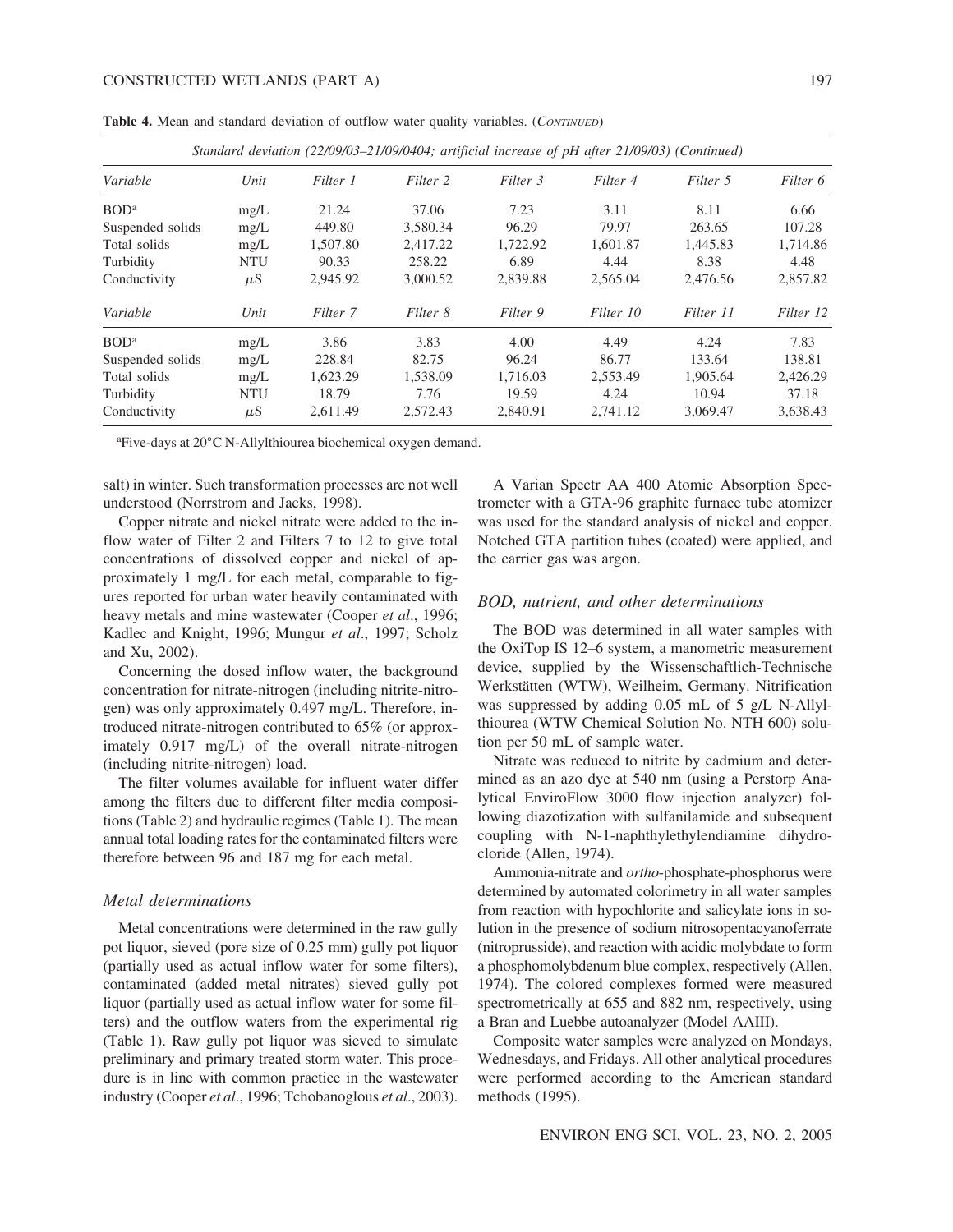**Table 4.** Mean and standard deviation of outflow water quality variables. (*Continued*)

| *Standard deviation (22/09/03–21/09/0404; artificial increase of pH after 21/09/03) (Continued)* | | | | | | | |
|---|---|---|---|---|---|---|---|
| *Variable* | *Unit* | *Filter 1* | *Filter 2* | *Filter 3* | *Filter 4* | *Filter 5* | *Filter 6* |
| BOD[a] | mg/L | 21.24 | 37.06 | 7.23 | 3.11 | 8.11 | 6.66 |
| Suspended solids | mg/L | 449.80 | 3,580.34 | 96.29 | 79.97 | 263.65 | 107.28 |
| Total solids | mg/L | 1,507.80 | 2,417.22 | 1,722.92 | 1,601.87 | 1,445.83 | 1,714.86 |
| Turbidity | NTU | 90.33 | 258.22 | 6.89 | 4.44 | 8.38 | 4.48 |
| Conductivity | $\mu$S | 2,945.92 | 3,000.52 | 2,839.88 | 2,565.04 | 2,476.56 | 2,857.82 |
| *Variable* | *Unit* | *Filter 7* | *Filter 8* | *Filter 9* | *Filter 10* | *Filter 11* | *Filter 12* |
| BOD[a] | mg/L | 3.86 | 3.83 | 4.00 | 4.49 | 4.24 | 7.83 |
| Suspended solids | mg/L | 228.84 | 82.75 | 96.24 | 86.77 | 133.64 | 138.81 |
| Total solids | mg/L | 1,623.29 | 1,538.09 | 1,716.03 | 2,553.49 | 1,905.64 | 2,426.29 |
| Turbidity | NTU | 18.79 | 7.76 | 19.59 | 4.24 | 10.94 | 37.18 |
| Conductivity | $\mu$S | 2,611.49 | 2,572.43 | 2,840.91 | 2,741.12 | 3,069.47 | 3,638.43 |

[a]Five-days at 20°C N-Allylthiourea biochemical oxygen demand.

salt) in winter. Such transformation processes are not well understood (Norrstrom and Jacks, 1998).

Copper nitrate and nickel nitrate were added to the inflow water of Filter 2 and Filters 7 to 12 to give total concentrations of dissolved copper and nickel of approximately 1 mg/L for each metal, comparable to figures reported for urban water heavily contaminated with heavy metals and mine wastewater (Cooper *et al*., 1996; Kadlec and Knight, 1996; Mungur *et al*., 1997; Scholz and Xu, 2002).

Concerning the dosed inflow water, the background concentration for nitrate-nitrogen (including nitrite-nitrogen) was only approximately 0.497 mg/L. Therefore, introduced nitrate-nitrogen contributed to 65% (or approximately 0.917 mg/L) of the overall nitrate-nitrogen (including nitrite-nitrogen) load.

The filter volumes available for influent water differ among the filters due to different filter media compositions (Table 2) and hydraulic regimes (Table 1). The mean annual total loading rates for the contaminated filters were therefore between 96 and 187 mg for each metal.

### *Metal determinations*

Metal concentrations were determined in the raw gully pot liquor, sieved (pore size of 0.25 mm) gully pot liquor (partially used as actual inflow water for some filters), contaminated (added metal nitrates) sieved gully pot liquor (partially used as actual inflow water for some filters) and the outflow waters from the experimental rig (Table 1). Raw gully pot liquor was sieved to simulate preliminary and primary treated storm water. This procedure is in line with common practice in the wastewater industry (Cooper *et al*., 1996; Tchobanoglous *et al*., 2003).

A Varian Spectr AA 400 Atomic Absorption Spectrometer with a GTA-96 graphite furnace tube atomizer was used for the standard analysis of nickel and copper. Notched GTA partition tubes (coated) were applied, and the carrier gas was argon.

### *BOD, nutrient, and other determinations*

The BOD was determined in all water samples with the OxiTop IS 12–6 system, a manometric measurement device, supplied by the Wissenschaftlich-Technische Werkstätten (WTW), Weilheim, Germany. Nitrification was suppressed by adding 0.05 mL of 5 g/L N-Allylthiourea (WTW Chemical Solution No. NTH 600) solution per 50 mL of sample water.

Nitrate was reduced to nitrite by cadmium and determined as an azo dye at 540 nm (using a Perstorp Analytical EnviroFlow 3000 flow injection analyzer) following diazotization with sulfanilamide and subsequent coupling with N-1-naphthylethylendiamine dihydrochloride (Allen, 1974).

Ammonia-nitrate and *ortho*-phosphate-phosphorus were determined by automated colorimetry in all water samples from reaction with hypochlorite and salicylate ions in solution in the presence of sodium nitrosopentacyanoferrate (nitroprusside), and reaction with acidic molybdate to form a phosphomolybdenum blue complex, respectively (Allen, 1974). The colored complexes formed were measured spectrometrically at 655 and 882 nm, respectively, using a Bran and Luebbe autoanalyzer (Model AAIII).

Composite water samples were analyzed on Mondays, Wednesdays, and Fridays. All other analytical procedures were performed according to the American standard methods (1995).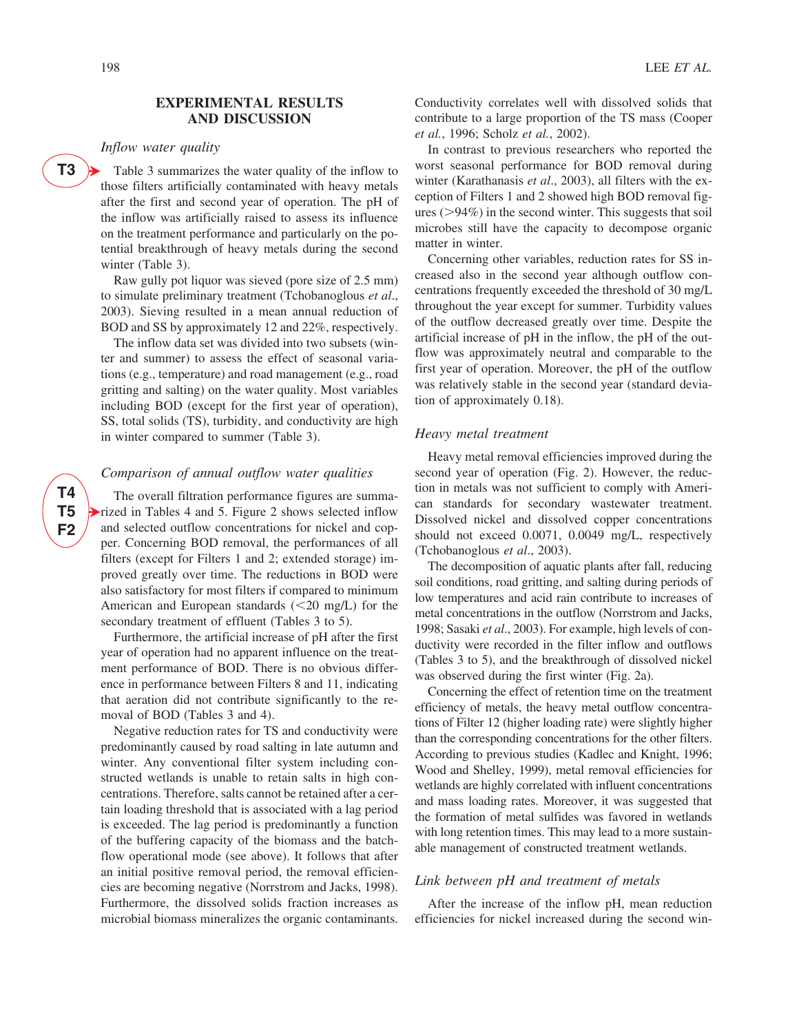## EXPERIMENTAL RESULTS AND DISCUSSION

### *Inflow water quality*

Table 3 summarizes the water quality of the inflow to those filters artificially contaminated with heavy metals after the first and second year of operation. The pH of the inflow was artificially raised to assess its influence on the treatment performance and particularly on the potential breakthrough of heavy metals during the second winter (Table 3).

Raw gully pot liquor was sieved (pore size of 2.5 mm) to simulate preliminary treatment (Tchobanoglous *et al*., 2003). Sieving resulted in a mean annual reduction of BOD and SS by approximately 12 and 22%, respectively.

The inflow data set was divided into two subsets (winter and summer) to assess the effect of seasonal variations (e.g., temperature) and road management (e.g., road gritting and salting) on the water quality. Most variables including BOD (except for the first year of operation), SS, total solids (TS), turbidity, and conductivity are high in winter compared to summer (Table 3).

### *Comparison of annual outflow water qualities*

The overall filtration performance figures are summarized in Tables 4 and 5. Figure 2 shows selected inflow and selected outflow concentrations for nickel and copper. Concerning BOD removal, the performances of all filters (except for Filters 1 and 2; extended storage) improved greatly over time. The reductions in BOD were also satisfactory for most filters if compared to minimum American and European standards (<20 mg/L) for the secondary treatment of effluent (Tables 3 to 5).

Furthermore, the artificial increase of pH after the first year of operation had no apparent influence on the treatment performance of BOD. There is no obvious difference in performance between Filters 8 and 11, indicating that aeration did not contribute significantly to the removal of BOD (Tables 3 and 4).

Negative reduction rates for TS and conductivity were predominantly caused by road salting in late autumn and winter. Any conventional filter system including constructed wetlands is unable to retain salts in high concentrations. Therefore, salts cannot be retained after a certain loading threshold that is associated with a lag period is exceeded. The lag period is predominantly a function of the buffering capacity of the biomass and the batch-flow operational mode (see above). It follows that after an initial positive removal period, the removal efficiencies are becoming negative (Norrstrom and Jacks, 1998). Furthermore, the dissolved solids fraction increases as microbial biomass mineralizes the organic contaminants. Conductivity correlates well with dissolved solids that contribute to a large proportion of the TS mass (Cooper *et al.*, 1996; Scholz *et al.*, 2002).

In contrast to previous researchers who reported the worst seasonal performance for BOD removal during winter (Karathanasis *et al*., 2003), all filters with the exception of Filters 1 and 2 showed high BOD removal figures (>94%) in the second winter. This suggests that soil microbes still have the capacity to decompose organic matter in winter.

Concerning other variables, reduction rates for SS increased also in the second year although outflow concentrations frequently exceeded the threshold of 30 mg/L throughout the year except for summer. Turbidity values of the outflow decreased greatly over time. Despite the artificial increase of pH in the inflow, the pH of the outflow was approximately neutral and comparable to the first year of operation. Moreover, the pH of the outflow was relatively stable in the second year (standard deviation of approximately 0.18).

### *Heavy metal treatment*

Heavy metal removal efficiencies improved during the second year of operation (Fig. 2). However, the reduction in metals was not sufficient to comply with American standards for secondary wastewater treatment. Dissolved nickel and dissolved copper concentrations should not exceed 0.0071, 0.0049 mg/L, respectively (Tchobanoglous *et al*., 2003).

The decomposition of aquatic plants after fall, reducing soil conditions, road gritting, and salting during periods of low temperatures and acid rain contribute to increases of metal concentrations in the outflow (Norrstrom and Jacks, 1998; Sasaki *et al*., 2003). For example, high levels of conductivity were recorded in the filter inflow and outflows (Tables 3 to 5), and the breakthrough of dissolved nickel was observed during the first winter (Fig. 2a).

Concerning the effect of retention time on the treatment efficiency of metals, the heavy metal outflow concentrations of Filter 12 (higher loading rate) were slightly higher than the corresponding concentrations for the other filters. According to previous studies (Kadlec and Knight, 1996; Wood and Shelley, 1999), metal removal efficiencies for wetlands are highly correlated with influent concentrations and mass loading rates. Moreover, it was suggested that the formation of metal sulfides was favored in wetlands with long retention times. This may lead to a more sustainable management of constructed treatment wetlands.

### *Link between pH and treatment of metals*

After the increase of the inflow pH, mean reduction efficiencies for nickel increased during the second win-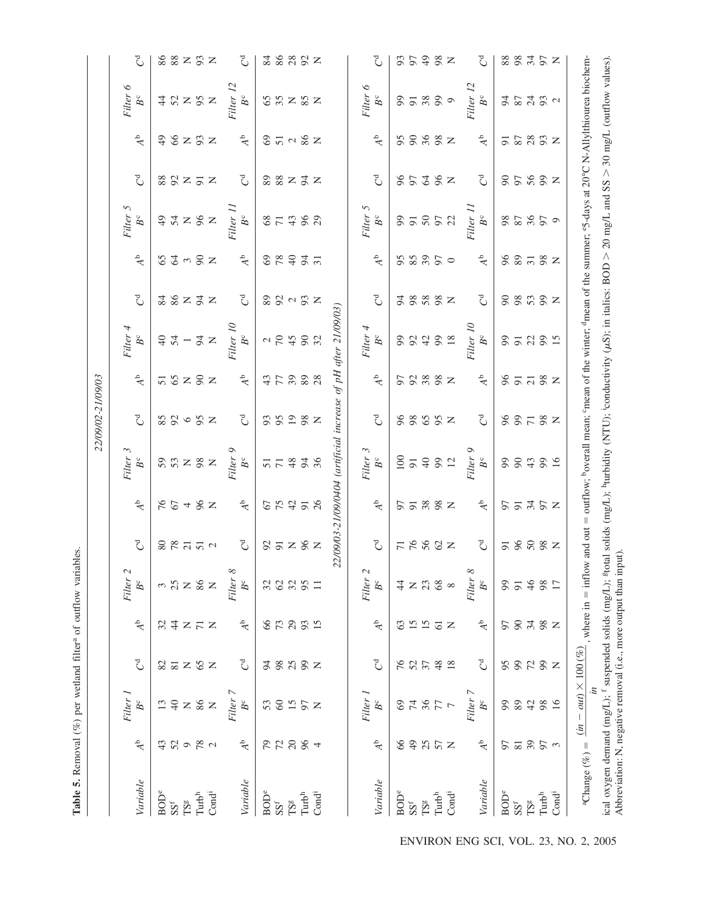**Table 5.** Removal (%) per wetland filter[a] of outflow variables.

**22/09/02-21/09/03**

| Variable | Filter 1 | | | Filter 2 | | | Filter 3 | | | Filter 4 | | | Filter 5 | | | Filter 6 | | |
|---|---|---|---|---|---|---|---|---|---|---|---|---|---|---|---|---|---|---|
| | A[b] | B[c] | C[d] | A[b] | B[c] | C[d] | A[b] | B[c] | C[d] | A[b] | B[c] | C[d] | A[b] | B[c] | C[d] | A[b] | B[c] | C[d] |
| BOD[e] | 43 | 13 | 82 | 32 | 3 | 80 | 76 | 59 | 85 | 51 | 40 | 84 | 65 | 49 | 88 | 49 | 44 | 86 |
| SS[f] | 52 | 40 | 81 | 44 | 25 | 78 | 67 | 53 | 92 | 65 | 54 | 86 | 64 | 54 | 92 | 66 | 52 | 88 |
| TS[g] | 9 | N | N | N | N | 21 | 4 | N | 6 | N | 1 | N | 3 | N | N | N | N | N |
| Turb[h] | 78 | 86 | 65 | 71 | 86 | 51 | 96 | 98 | 95 | 90 | 94 | 94 | 90 | 96 | 91 | 93 | 95 | 93 |
| Cond[i] | 2 | N | N | N | N | 2 | N | N | N | N | N | N | N | N | N | N | N | N |

| Variable | Filter 7 | | | Filter 8 | | | Filter 9 | | | Filter 10 | | | Filter 11 | | | Filter 12 | | |
|---|---|---|---|---|---|---|---|---|---|---|---|---|---|---|---|---|---|---|
| | A[b] | B[c] | C[d] | A[b] | B[c] | C[d] | A[b] | B[c] | C[d] | A[b] | B[c] | C[d] | A[b] | B[c] | C[d] | A[b] | B[c] | C[d] |
| BOD[e] | 79 | 53 | 94 | 66 | 32 | 92 | 67 | 51 | 93 | 43 | 2 | 89 | 69 | 68 | 89 | 69 | 65 | 84 |
| SS[f] | 72 | 60 | 98 | 73 | 62 | 91 | 75 | 71 | 95 | 77 | 70 | 92 | 78 | 71 | 88 | 51 | 35 | 86 |
| TS[g] | 20 | 15 | 25 | 29 | 32 | N | 42 | 48 | 19 | 39 | 45 | 2 | 40 | 43 | N | 2 | N | 28 |
| Turb[h] | 96 | 97 | 99 | 93 | 95 | 96 | 91 | 94 | 98 | 89 | 90 | 93 | 94 | 96 | 94 | 86 | 85 | 92 |
| Cond[i] | 4 | N | N | 15 | 11 | N | 26 | 36 | N | 28 | 32 | N | 31 | 29 | N | N | N | N |

**22/09/03-21/09/0404 (artificial increase of pH after 21/09/03)**

| Variable | Filter 1 | | | Filter 2 | | | Filter 3 | | | Filter 4 | | | Filter 5 | | | Filter 6 | | |
|---|---|---|---|---|---|---|---|---|---|---|---|---|---|---|---|---|---|---|
| | A[b] | B[c] | C[d] | A[b] | B[c] | C[d] | A[b] | B[c] | C[d] | A[b] | B[c] | C[d] | A[b] | B[c] | C[d] | A[b] | B[c] | C[d] |
| BOD[e] | 66 | 69 | 76 | 63 | 44 | 71 | 97 | 100 | 96 | 97 | 99 | 94 | 95 | 99 | 96 | 95 | 99 | 93 |
| SS[f] | 49 | 74 | 52 | 15 | N | 76 | 91 | 91 | 98 | 92 | 92 | 98 | 85 | 91 | 97 | 90 | 91 | 97 |
| TS[g] | 25 | 36 | 37 | 15 | 23 | 56 | 38 | 40 | 65 | 38 | 42 | 58 | 39 | 50 | 64 | 36 | 38 | 49 |
| Turb[h] | 57 | 77 | 48 | 61 | 68 | 62 | 98 | 99 | 95 | 98 | 99 | 98 | 97 | 97 | 96 | 98 | 99 | 98 |
| Cond[i] | N | 7 | 18 | N | 8 | N | N | 12 | N | N | 18 | N | 0 | 22 | N | N | 9 | N |

| Variable | Filter 7 | | | Filter 8 | | | Filter 9 | | | Filter 10 | | | Filter 11 | | | Filter 12 | | |
|---|---|---|---|---|---|---|---|---|---|---|---|---|---|---|---|---|---|---|
| | A[b] | B[c] | C[d] | A[b] | B[c] | C[d] | A[b] | B[c] | C[d] | A[b] | B[c] | C[d] | A[b] | B[c] | C[d] | A[b] | B[c] | C[d] |
| BOD[e] | 97 | 99 | 95 | 97 | 99 | 91 | 97 | 99 | 96 | 96 | 99 | 90 | 96 | 98 | 90 | 91 | 94 | 88 |
| SS[f] | 81 | 89 | 99 | 90 | 91 | 96 | 91 | 90 | 99 | 91 | 91 | 98 | 89 | 87 | 97 | 87 | 87 | 98 |
| TS[g] | 39 | 42 | 72 | 34 | 46 | 50 | 34 | 43 | 71 | 21 | 22 | 53 | 31 | 36 | 56 | 28 | 24 | 34 |
| Turb[h] | 97 | 98 | 99 | 98 | 98 | 98 | 97 | 99 | 98 | 98 | 99 | 99 | 98 | 97 | 99 | 93 | 93 | 97 |
| Cond[i] | 3 | 16 | N | N | 17 | N | N | 16 | N | N | 15 | N | N | 9 | N | N | 2 | N |

[a]Change (%) = $\frac{(in - out) \times 100\,(\%)}{in}$, where in = inflow and out = outflow; [b]overall mean; [c]mean of the winter; [d]mean of the summer; [e]5-days at 20°C N-Allylthiourea biochemical oxygen demand (mg/L); [f] suspended solids (mg/L); [g]total solids (mg/L); [h]turbidity (NTU); [i]conductivity (μS); in italics: BOD > 20 mg/L and SS > 30 mg/L (outflow values).
Abbreviation: N, negative removal (i.e., more output than input).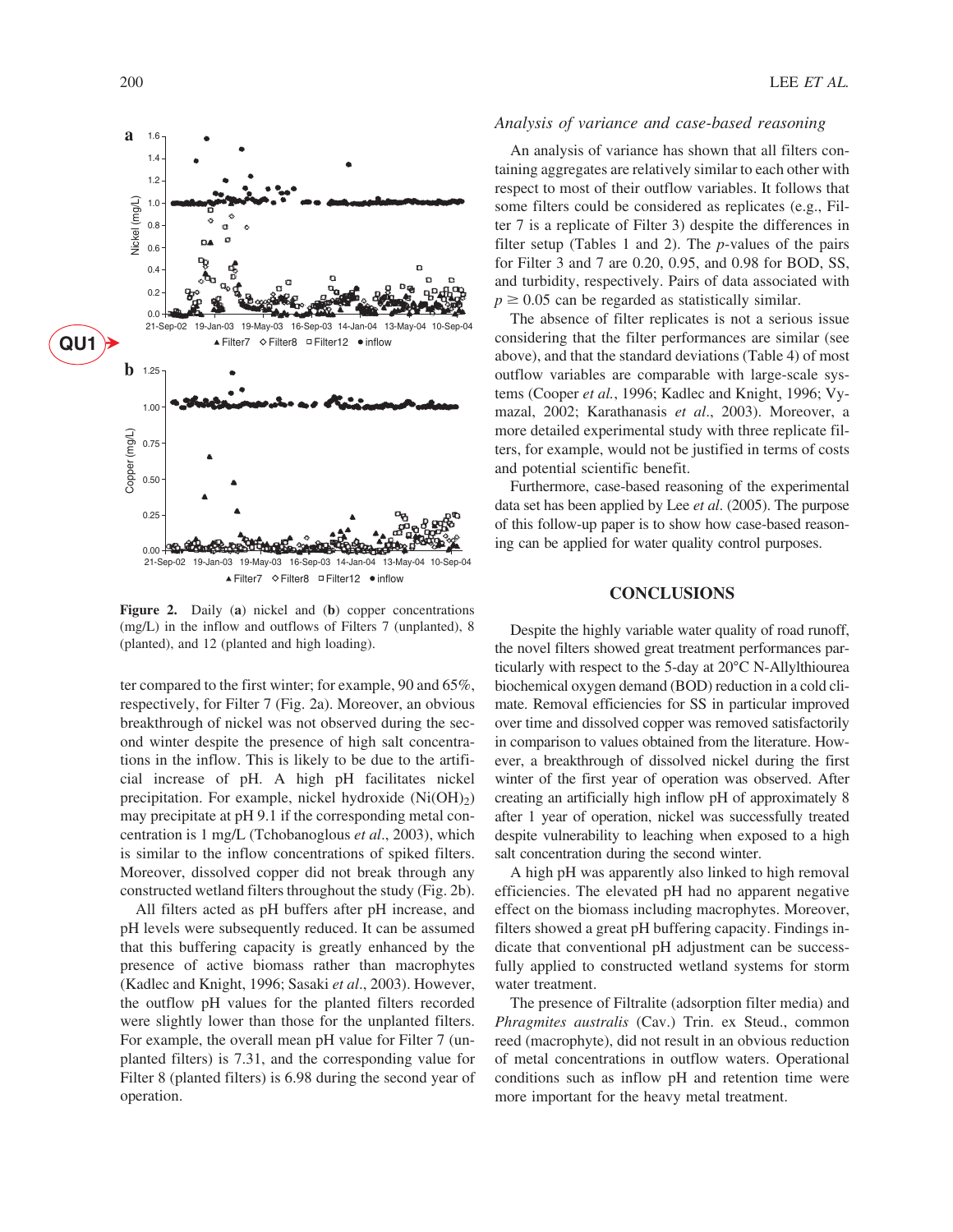Figure 2. Daily (**a**) nickel and (**b**) copper concentrations (mg/L) in the inflow and outflows of Filters 7 (unplanted), 8 (planted), and 12 (planted and high loading).

ter compared to the first winter; for example, 90 and 65%, respectively, for Filter 7 (Fig. 2a). Moreover, an obvious breakthrough of nickel was not observed during the second winter despite the presence of high salt concentrations in the inflow. This is likely to be due to the artificial increase of pH. A high pH facilitates nickel precipitation. For example, nickel hydroxide ($Ni(OH)_2$) may precipitate at pH 9.1 if the corresponding metal concentration is 1 mg/L (Tchobanoglous *et al*., 2003), which is similar to the inflow concentrations of spiked filters. Moreover, dissolved copper did not break through any constructed wetland filters throughout the study (Fig. 2b).

All filters acted as pH buffers after pH increase, and pH levels were subsequently reduced. It can be assumed that this buffering capacity is greatly enhanced by the presence of active biomass rather than macrophytes (Kadlec and Knight, 1996; Sasaki *et al*., 2003). However, the outflow pH values for the planted filters recorded were slightly lower than those for the unplanted filters. For example, the overall mean pH value for Filter 7 (unplanted filters) is 7.31, and the corresponding value for Filter 8 (planted filters) is 6.98 during the second year of operation.

### *Analysis of variance and case-based reasoning*

An analysis of variance has shown that all filters containing aggregates are relatively similar to each other with respect to most of their outflow variables. It follows that some filters could be considered as replicates (e.g., Filter 7 is a replicate of Filter 3) despite the differences in filter setup (Tables 1 and 2). The *p*-values of the pairs for Filter 3 and 7 are 0.20, 0.95, and 0.98 for BOD, SS, and turbidity, respectively. Pairs of data associated with $p \geq 0.05$ can be regarded as statistically similar.

The absence of filter replicates is not a serious issue considering that the filter performances are similar (see above), and that the standard deviations (Table 4) of most outflow variables are comparable with large-scale systems (Cooper *et al.*, 1996; Kadlec and Knight, 1996; Vymazal, 2002; Karathanasis *et al*., 2003). Moreover, a more detailed experimental study with three replicate filters, for example, would not be justified in terms of costs and potential scientific benefit.

Furthermore, case-based reasoning of the experimental data set has been applied by Lee *et al*. (2005). The purpose of this follow-up paper is to show how case-based reasoning can be applied for water quality control purposes.

## CONCLUSIONS

Despite the highly variable water quality of road runoff, the novel filters showed great treatment performances particularly with respect to the 5-day at 20°C N-Allylthiourea biochemical oxygen demand (BOD) reduction in a cold climate. Removal efficiencies for SS in particular improved over time and dissolved copper was removed satisfactorily in comparison to values obtained from the literature. However, a breakthrough of dissolved nickel during the first winter of the first year of operation was observed. After creating an artificially high inflow pH of approximately 8 after 1 year of operation, nickel was successfully treated despite vulnerability to leaching when exposed to a high salt concentration during the second winter.

A high pH was apparently also linked to high removal efficiencies. The elevated pH had no apparent negative effect on the biomass including macrophytes. Moreover, filters showed a great pH buffering capacity. Findings indicate that conventional pH adjustment can be successfully applied to constructed wetland systems for storm water treatment.

The presence of Filtralite (adsorption filter media) and *Phragmites australis* (Cav.) Trin. ex Steud., common reed (macrophyte), did not result in an obvious reduction of metal concentrations in outflow waters. Operational conditions such as inflow pH and retention time were more important for the heavy metal treatment.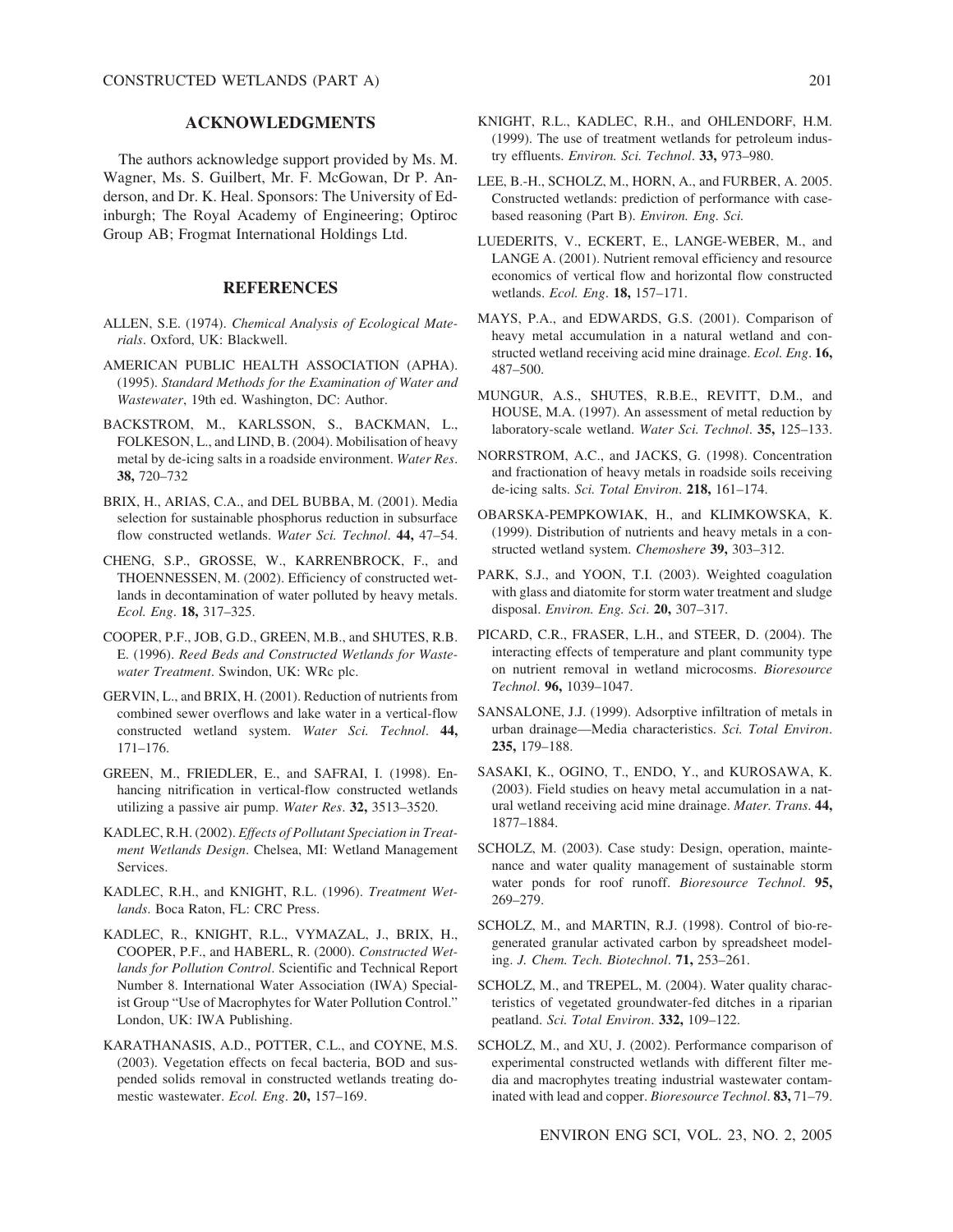## ACKNOWLEDGMENTS

The authors acknowledge support provided by Ms. M. Wagner, Ms. S. Guilbert, Mr. F. McGowan, Dr P. Anderson, and Dr. K. Heal. Sponsors: The University of Edinburgh; The Royal Academy of Engineering; Optiroc Group AB; Frogmat International Holdings Ltd.

## REFERENCES

ALLEN, S.E. (1974). *Chemical Analysis of Ecological Materials*. Oxford, UK: Blackwell.

AMERICAN PUBLIC HEALTH ASSOCIATION (APHA). (1995). *Standard Methods for the Examination of Water and Wastewater*, 19th ed. Washington, DC: Author.

BACKSTROM, M., KARLSSON, S., BACKMAN, L., FOLKESON, L., and LIND, B. (2004). Mobilisation of heavy metal by de-icing salts in a roadside environment. *Water Res*. **38,** 720–732

BRIX, H., ARIAS, C.A., and DEL BUBBA, M. (2001). Media selection for sustainable phosphorus reduction in subsurface flow constructed wetlands. *Water Sci. Technol*. **44,** 47–54.

CHENG, S.P., GROSSE, W., KARRENBROCK, F., and THOENNESSEN, M. (2002). Efficiency of constructed wetlands in decontamination of water polluted by heavy metals. *Ecol. Eng*. **18,** 317–325.

COOPER, P.F., JOB, G.D., GREEN, M.B., and SHUTES, R.B.E. (1996). *Reed Beds and Constructed Wetlands for Wastewater Treatment*. Swindon, UK: WRc plc.

GERVIN, L., and BRIX, H. (2001). Reduction of nutrients from combined sewer overflows and lake water in a vertical-flow constructed wetland system. *Water Sci. Technol*. **44,** 171–176.

GREEN, M., FRIEDLER, E., and SAFRAI, I. (1998). Enhancing nitrification in vertical-flow constructed wetlands utilizing a passive air pump. *Water Res*. **32,** 3513–3520.

KADLEC, R.H. (2002). *Effects of Pollutant Speciation in Treatment Wetlands Design*. Chelsea, MI: Wetland Management Services.

KADLEC, R.H., and KNIGHT, R.L. (1996). *Treatment Wetlands*. Boca Raton, FL: CRC Press.

KADLEC, R., KNIGHT, R.L., VYMAZAL, J., BRIX, H., COOPER, P.F., and HABERL, R. (2000). *Constructed Wetlands for Pollution Control*. Scientific and Technical Report Number 8. International Water Association (IWA) Specialist Group "Use of Macrophytes for Water Pollution Control." London, UK: IWA Publishing.

KARATHANASIS, A.D., POTTER, C.L., and COYNE, M.S. (2003). Vegetation effects on fecal bacteria, BOD and suspended solids removal in constructed wetlands treating domestic wastewater. *Ecol. Eng*. **20,** 157–169.

KNIGHT, R.L., KADLEC, R.H., and OHLENDORF, H.M. (1999). The use of treatment wetlands for petroleum industry effluents. *Environ. Sci. Technol*. **33,** 973–980.

LEE, B.-H., SCHOLZ, M., HORN, A., and FURBER, A. 2005. Constructed wetlands: prediction of performance with case-based reasoning (Part B). *Environ. Eng. Sci.*

LUEDERITS, V., ECKERT, E., LANGE-WEBER, M., and LANGE A. (2001). Nutrient removal efficiency and resource economics of vertical flow and horizontal flow constructed wetlands. *Ecol. Eng*. **18,** 157–171.

MAYS, P.A., and EDWARDS, G.S. (2001). Comparison of heavy metal accumulation in a natural wetland and constructed wetland receiving acid mine drainage. *Ecol. Eng*. **16,** 487–500.

MUNGUR, A.S., SHUTES, R.B.E., REVITT, D.M., and HOUSE, M.A. (1997). An assessment of metal reduction by laboratory-scale wetland. *Water Sci. Technol*. **35,** 125–133.

NORRSTROM, A.C., and JACKS, G. (1998). Concentration and fractionation of heavy metals in roadside soils receiving de-icing salts. *Sci. Total Environ*. **218,** 161–174.

OBARSKA-PEMPKOWIAK, H., and KLIMKOWSKA, K. (1999). Distribution of nutrients and heavy metals in a constructed wetland system. *Chemoshere* **39,** 303–312.

PARK, S.J., and YOON, T.I. (2003). Weighted coagulation with glass and diatomite for storm water treatment and sludge disposal. *Environ. Eng. Sci*. **20,** 307–317.

PICARD, C.R., FRASER, L.H., and STEER, D. (2004). The interacting effects of temperature and plant community type on nutrient removal in wetland microcosms. *Bioresource Technol*. **96,** 1039–1047.

SANSALONE, J.J. (1999). Adsorptive infiltration of metals in urban drainage—Media characteristics. *Sci. Total Environ*. **235,** 179–188.

SASAKI, K., OGINO, T., ENDO, Y., and KUROSAWA, K. (2003). Field studies on heavy metal accumulation in a natural wetland receiving acid mine drainage. *Mater. Trans*. **44,** 1877–1884.

SCHOLZ, M. (2003). Case study: Design, operation, maintenance and water quality management of sustainable storm water ponds for roof runoff. *Bioresource Technol*. **95,** 269–279.

SCHOLZ, M., and MARTIN, R.J. (1998). Control of bio-regenerated granular activated carbon by spreadsheet modeling. *J. Chem. Tech. Biotechnol*. **71,** 253–261.

SCHOLZ, M., and TREPEL, M. (2004). Water quality characteristics of vegetated groundwater-fed ditches in a riparian peatland. *Sci. Total Environ*. **332,** 109–122.

SCHOLZ, M., and XU, J. (2002). Performance comparison of experimental constructed wetlands with different filter media and macrophytes treating industrial wastewater contaminated with lead and copper. *Bioresource Technol*. **83,** 71–79.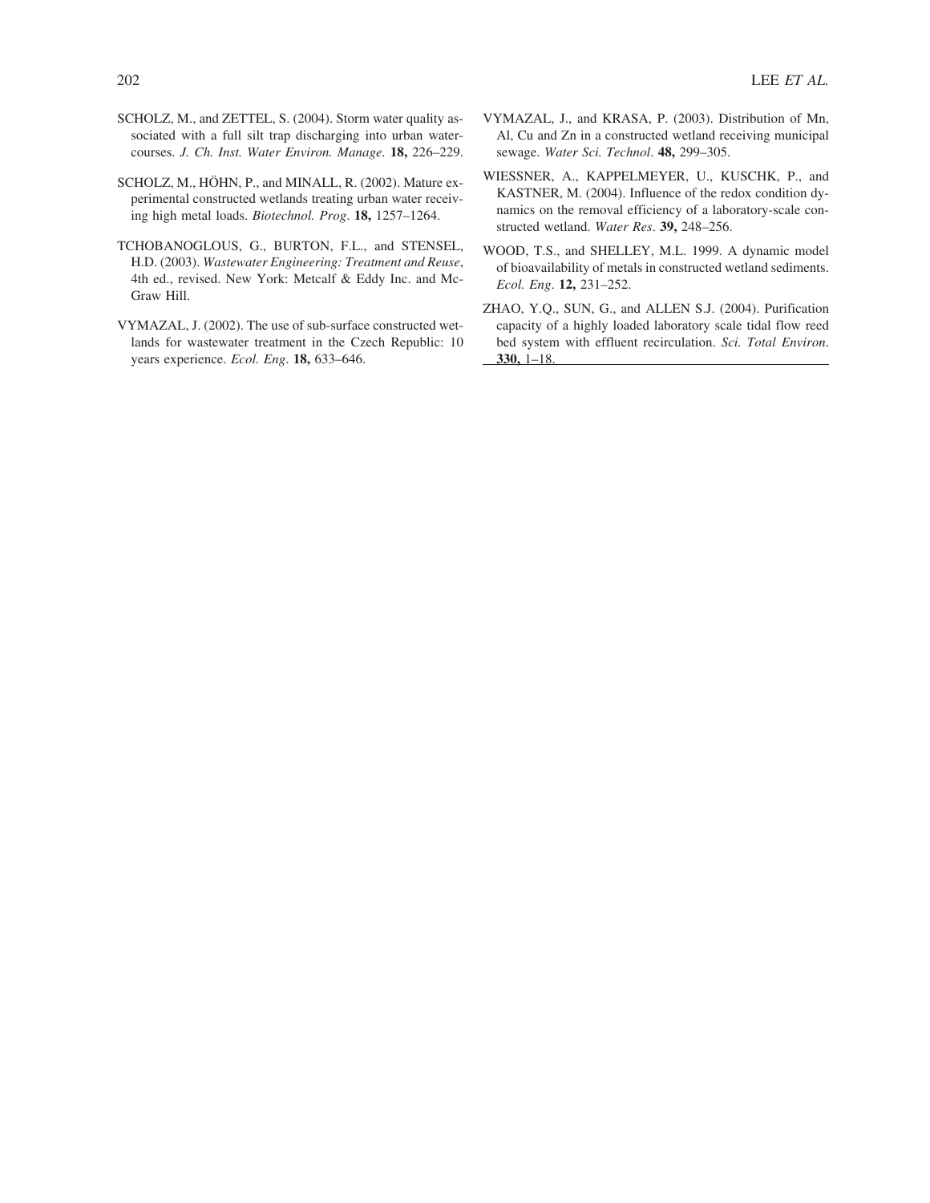SCHOLZ, M., and ZETTEL, S. (2004). Storm water quality associated with a full silt trap discharging into urban watercourses. *J. Ch. Inst. Water Environ. Manage.* **18,** 226–229.

SCHOLZ, M., HÖHN, P., and MINALL, R. (2002). Mature experimental constructed wetlands treating urban water receiving high metal loads. *Biotechnol. Prog.* **18,** 1257–1264.

TCHOBANOGLOUS, G., BURTON, F.L., and STENSEL, H.D. (2003). *Wastewater Engineering: Treatment and Reuse*, 4th ed., revised. New York: Metcalf & Eddy Inc. and McGraw Hill.

VYMAZAL, J. (2002). The use of sub-surface constructed wetlands for wastewater treatment in the Czech Republic: 10 years experience. *Ecol. Eng.* **18,** 633–646.

VYMAZAL, J., and KRASA, P. (2003). Distribution of Mn, Al, Cu and Zn in a constructed wetland receiving municipal sewage. *Water Sci. Technol.* **48,** 299–305.

WIESSNER, A., KAPPELMEYER, U., KUSCHK, P., and KASTNER, M. (2004). Influence of the redox condition dynamics on the removal efficiency of a laboratory-scale constructed wetland. *Water Res.* **39,** 248–256.

WOOD, T.S., and SHELLEY, M.L. 1999. A dynamic model of bioavailability of metals in constructed wetland sediments. *Ecol. Eng.* **12,** 231–252.

ZHAO, Y.Q., SUN, G., and ALLEN S.J. (2004). Purification capacity of a highly loaded laboratory scale tidal flow reed bed system with effluent recirculation. *Sci. Total Environ.* **330,** 1–18.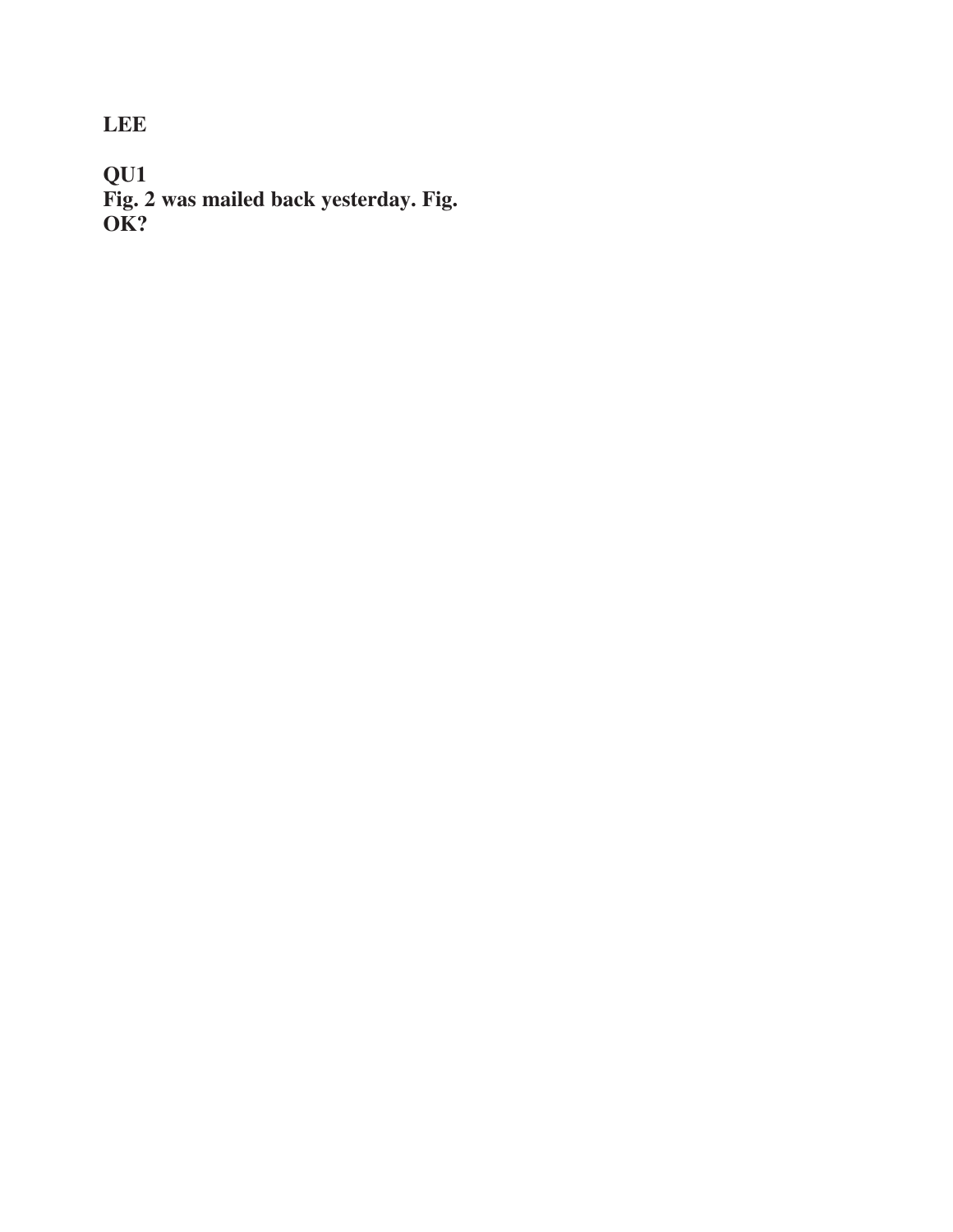**LEE**

**QU1**
**Fig. 2 was mailed back yesterday. Fig.**
**OK?**